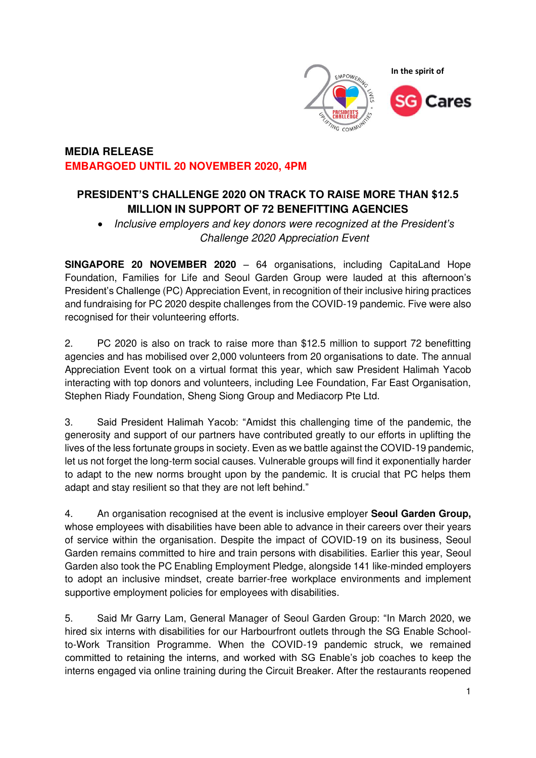In the spirit of SG Cares

**MEDIA RELEASE**
**EMBARGOED UNTIL 20 NOVEMBER 2020, 4PM**

# PRESIDENT'S CHALLENGE 2020 ON TRACK TO RAISE MORE THAN $12.5 MILLION IN SUPPORT OF 72 BENEFITTING AGENCIES

- *Inclusive employers and key donors were recognized at the President's Challenge 2020 Appreciation Event*

**SINGAPORE 20 NOVEMBER 2020** – 64 organisations, including CapitaLand Hope Foundation, Families for Life and Seoul Garden Group were lauded at this afternoon's President's Challenge (PC) Appreciation Event, in recognition of their inclusive hiring practices and fundraising for PC 2020 despite challenges from the COVID-19 pandemic. Five were also recognised for their volunteering efforts.

2. PC 2020 is also on track to raise more than $12.5 million to support 72 benefitting agencies and has mobilised over 2,000 volunteers from 20 organisations to date. The annual Appreciation Event took on a virtual format this year, which saw President Halimah Yacob interacting with top donors and volunteers, including Lee Foundation, Far East Organisation, Stephen Riady Foundation, Sheng Siong Group and Mediacorp Pte Ltd.

3. Said President Halimah Yacob: "Amidst this challenging time of the pandemic, the generosity and support of our partners have contributed greatly to our efforts in uplifting the lives of the less fortunate groups in society. Even as we battle against the COVID-19 pandemic, let us not forget the long-term social causes. Vulnerable groups will find it exponentially harder to adapt to the new norms brought upon by the pandemic. It is crucial that PC helps them adapt and stay resilient so that they are not left behind."

4. An organisation recognised at the event is inclusive employer **Seoul Garden Group,** whose employees with disabilities have been able to advance in their careers over their years of service within the organisation. Despite the impact of COVID-19 on its business, Seoul Garden remains committed to hire and train persons with disabilities. Earlier this year, Seoul Garden also took the PC Enabling Employment Pledge, alongside 141 like-minded employers to adopt an inclusive mindset, create barrier-free workplace environments and implement supportive employment policies for employees with disabilities.

5. Said Mr Garry Lam, General Manager of Seoul Garden Group: "In March 2020, we hired six interns with disabilities for our Harbourfront outlets through the SG Enable School-to-Work Transition Programme. When the COVID-19 pandemic struck, we remained committed to retaining the interns, and worked with SG Enable's job coaches to keep the interns engaged via online training during the Circuit Breaker. After the restaurants reopened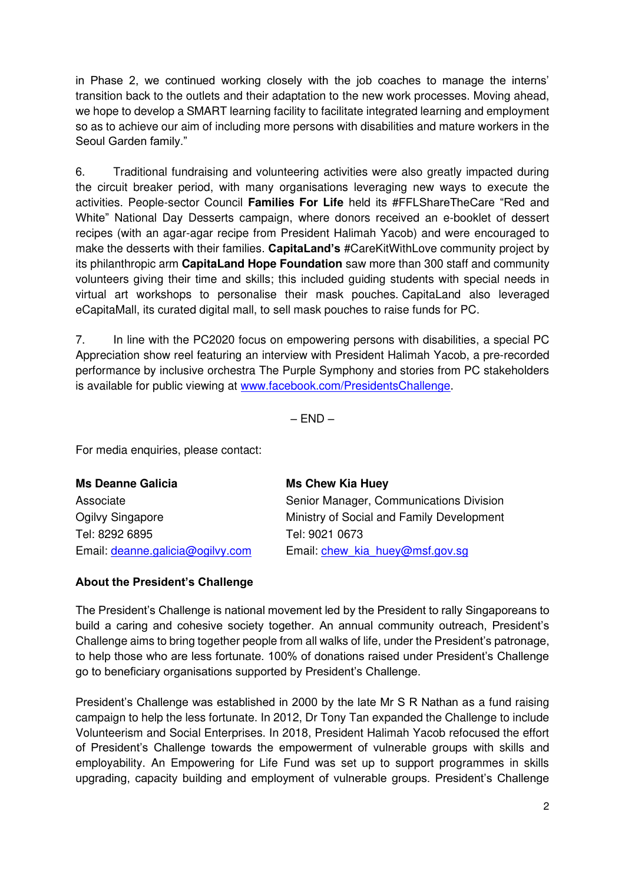in Phase 2, we continued working closely with the job coaches to manage the interns' transition back to the outlets and their adaptation to the new work processes. Moving ahead, we hope to develop a SMART learning facility to facilitate integrated learning and employment so as to achieve our aim of including more persons with disabilities and mature workers in the Seoul Garden family."

6. Traditional fundraising and volunteering activities were also greatly impacted during the circuit breaker period, with many organisations leveraging new ways to execute the activities. People-sector Council **Families For Life** held its #FFLShareTheCare "Red and White" National Day Desserts campaign, where donors received an e-booklet of dessert recipes (with an agar-agar recipe from President Halimah Yacob) and were encouraged to make the desserts with their families. **CapitaLand's** #CareKitWithLove community project by its philanthropic arm **CapitaLand Hope Foundation** saw more than 300 staff and community volunteers giving their time and skills; this included guiding students with special needs in virtual art workshops to personalise their mask pouches. CapitaLand also leveraged eCapitaMall, its curated digital mall, to sell mask pouches to raise funds for PC.

7. In line with the PC2020 focus on empowering persons with disabilities, a special PC Appreciation show reel featuring an interview with President Halimah Yacob, a pre-recorded performance by inclusive orchestra The Purple Symphony and stories from PC stakeholders is available for public viewing at www.facebook.com/PresidentsChallenge.

– END –

For media enquiries, please contact:

**Ms Deanne Galicia**
Associate
Ogilvy Singapore
Tel: 8292 6895
Email: deanne.galicia@ogilvy.com

**Ms Chew Kia Huey**
Senior Manager, Communications Division
Ministry of Social and Family Development
Tel: 9021 0673
Email: chew_kia_huey@msf.gov.sg

**About the President's Challenge**

The President's Challenge is national movement led by the President to rally Singaporeans to build a caring and cohesive society together. An annual community outreach, President's Challenge aims to bring together people from all walks of life, under the President's patronage, to help those who are less fortunate. 100% of donations raised under President's Challenge go to beneficiary organisations supported by President's Challenge.

President's Challenge was established in 2000 by the late Mr S R Nathan as a fund raising campaign to help the less fortunate. In 2012, Dr Tony Tan expanded the Challenge to include Volunteerism and Social Enterprises. In 2018, President Halimah Yacob refocused the effort of President's Challenge towards the empowerment of vulnerable groups with skills and employability. An Empowering for Life Fund was set up to support programmes in skills upgrading, capacity building and employment of vulnerable groups. President's Challenge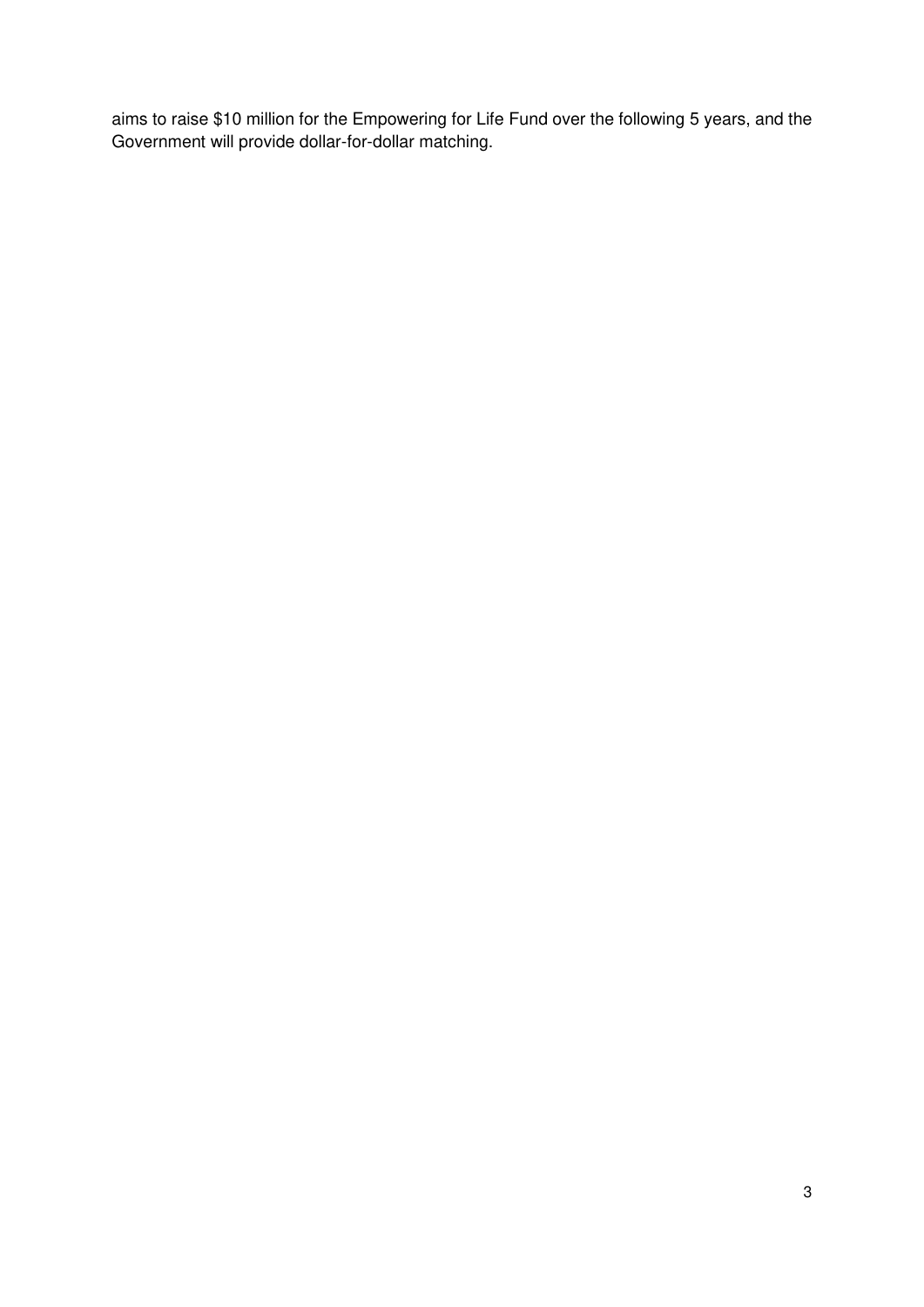aims to raise $10 million for the Empowering for Life Fund over the following 5 years, and the Government will provide dollar-for-dollar matching.